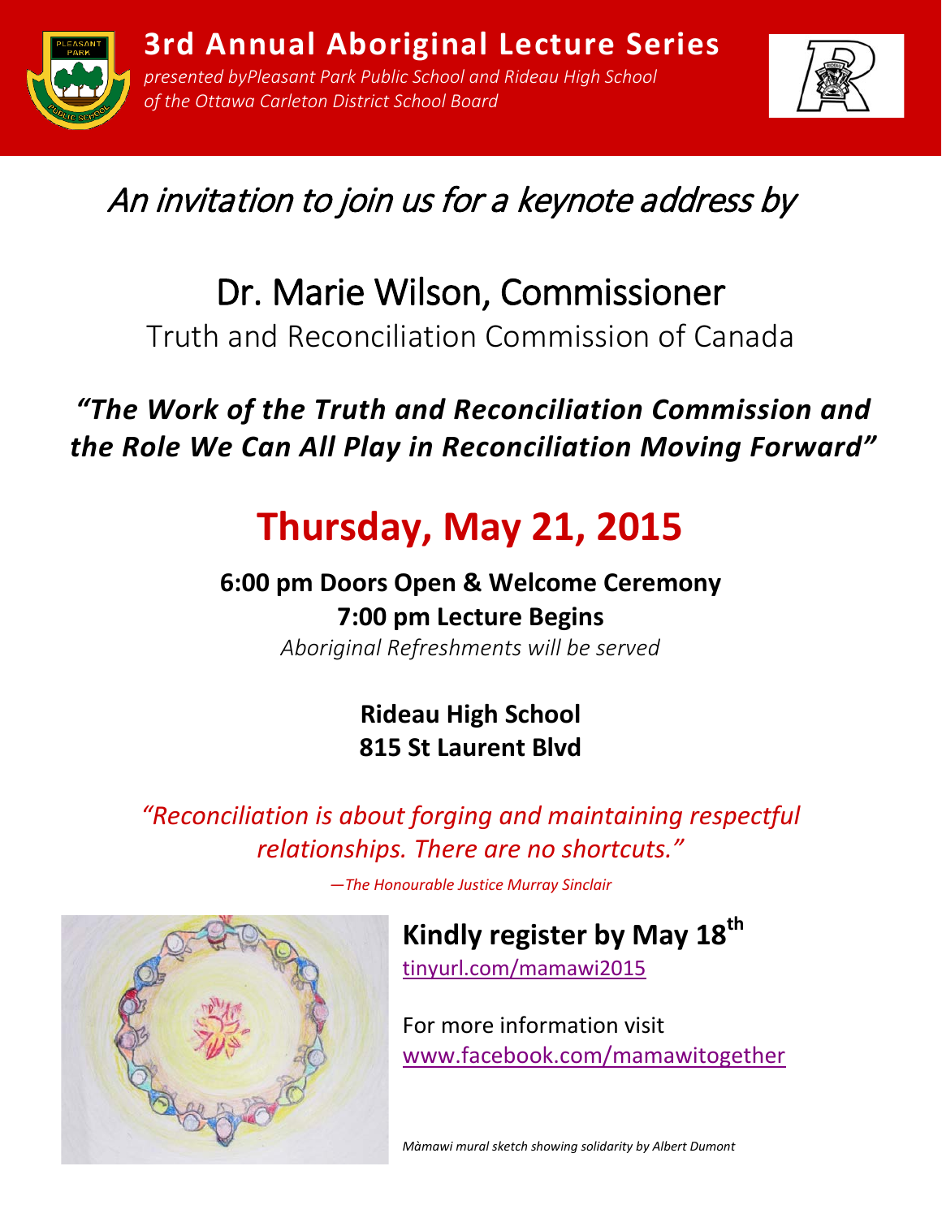# 3rd Annual Aboriginal Lecture Series

*presented byPleasant Park Public School and Rideau High School of the Ottawa Carleton District School Board*

*An invitation to join us for a keynote address by*

## Dr. Marie Wilson, Commissioner

Truth and Reconciliation Commission of Canada

***"The Work of the Truth and Reconciliation Commission and the Role We Can All Play in Reconciliation Moving Forward"***

## Thursday, May 21, 2015

**6:00 pm Doors Open & Welcome Ceremony**
**7:00 pm Lecture Begins**

*Aboriginal Refreshments will be served*

**Rideau High School**
**815 St Laurent Blvd**

*"Reconciliation is about forging and maintaining respectful relationships. There are no shortcuts."*

*—The Honourable Justice Murray Sinclair*

**Kindly register by May 18th**

tinyurl.com/mamawi2015

For more information visit www.facebook.com/mamawitogether

*Màmawi mural sketch showing solidarity by Albert Dumont*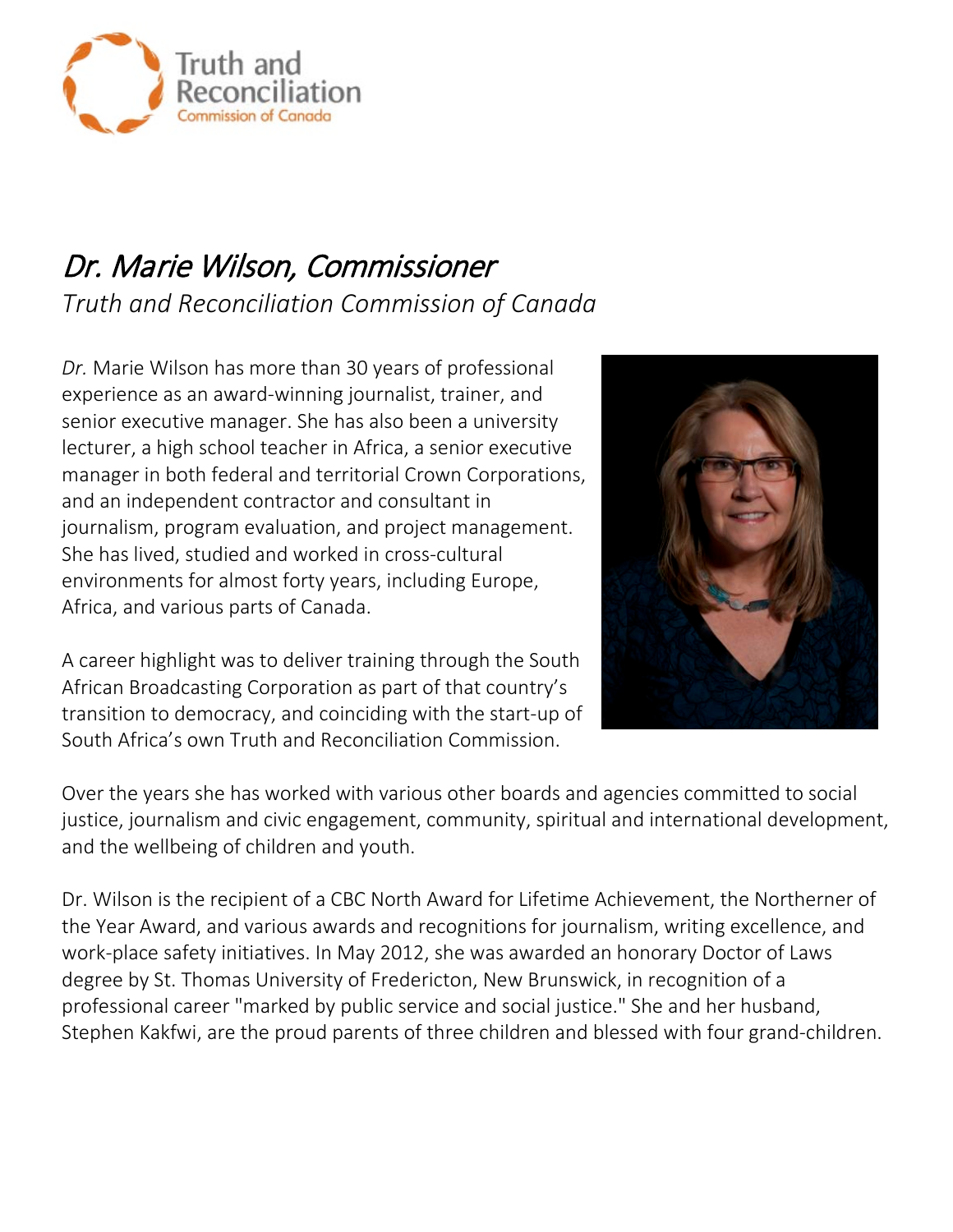Truth and Reconciliation
Commission of Canada

# *Dr. Marie Wilson, Commissioner*

*Truth and Reconciliation Commission of Canada*

*Dr.* Marie Wilson has more than 30 years of professional experience as an award-winning journalist, trainer, and senior executive manager. She has also been a university lecturer, a high school teacher in Africa, a senior executive manager in both federal and territorial Crown Corporations, and an independent contractor and consultant in journalism, program evaluation, and project management. She has lived, studied and worked in cross-cultural environments for almost forty years, including Europe, Africa, and various parts of Canada.

A career highlight was to deliver training through the South African Broadcasting Corporation as part of that country's transition to democracy, and coinciding with the start-up of South Africa's own Truth and Reconciliation Commission.

Over the years she has worked with various other boards and agencies committed to social justice, journalism and civic engagement, community, spiritual and international development, and the wellbeing of children and youth.

Dr. Wilson is the recipient of a CBC North Award for Lifetime Achievement, the Northerner of the Year Award, and various awards and recognitions for journalism, writing excellence, and work-place safety initiatives. In May 2012, she was awarded an honorary Doctor of Laws degree by St. Thomas University of Fredericton, New Brunswick, in recognition of a professional career "marked by public service and social justice." She and her husband, Stephen Kakfwi, are the proud parents of three children and blessed with four grand-children.